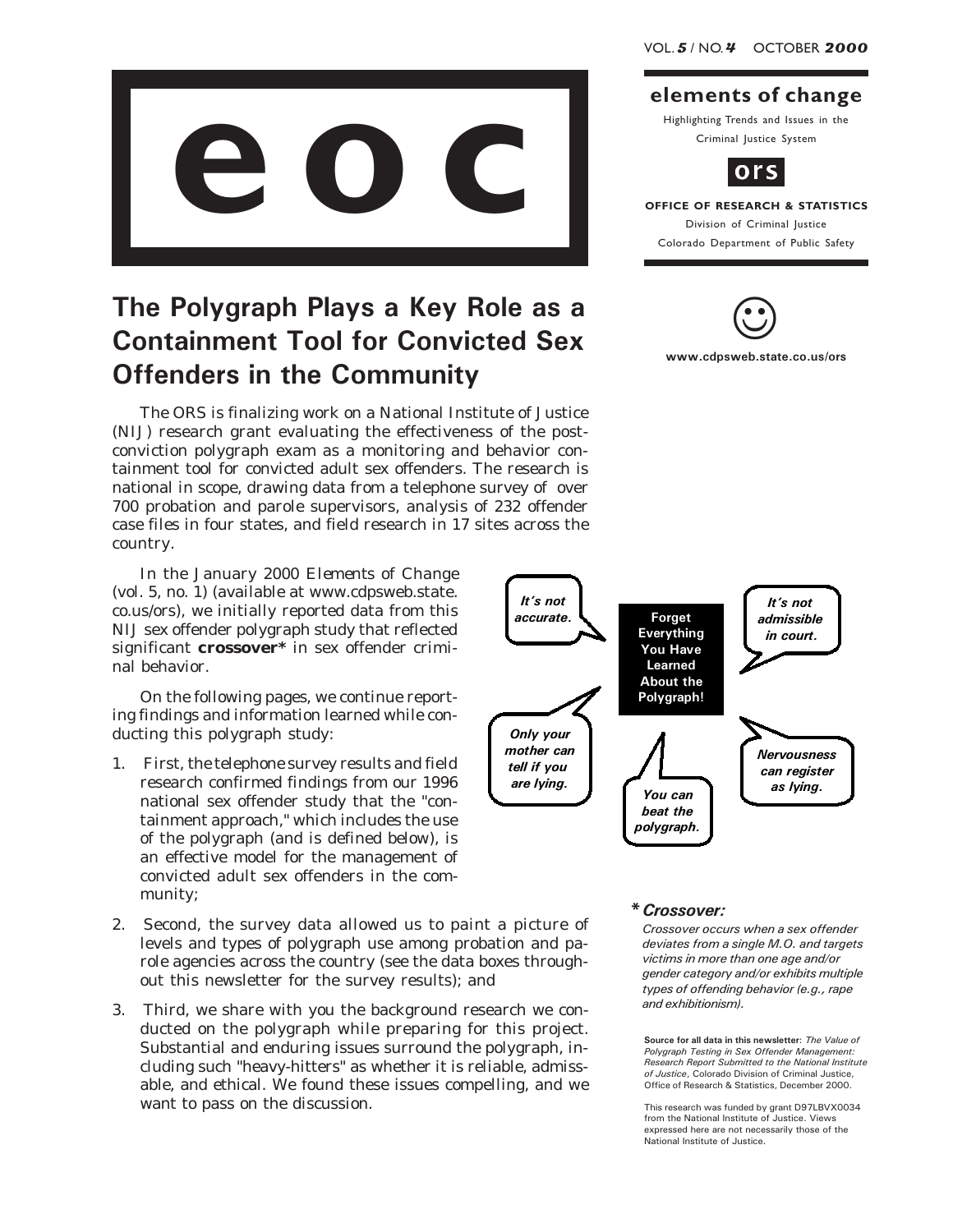# eoc

VOL. 5 / NO. 4 OCTOBER 2000

**elements of change**

Highlighting Trends and Issues in the Criminal Justice System

**ors**

**OFFICE OF RESEARCH & STATISTICS**

Division of Criminal Justice

Colorado Department of Public Safety

**www.cdpsweb.state.co.us/ors**

# The Polygraph Plays a Key Role as a Containment Tool for Convicted Sex Offenders in the Community

The ORS is finalizing work on a National Institute of Justice (NIJ) research grant evaluating the effectiveness of the post-conviction polygraph exam as a monitoring and behavior containment tool for convicted adult sex offenders. The research is national in scope, drawing data from a telephone survey of over 700 probation and parole supervisors, analysis of 232 offender case files in four states, and field research in 17 sites across the country.

In the January 2000 *Elements of Change* (vol. 5, no. 1) (available at www.cdpsweb.state.co.us/ors), we initially reported data from this NIJ sex offender polygraph study that reflected significant **crossover*** in sex offender criminal behavior.

On the following pages, we continue reporting findings and information learned while conducting this polygraph study:

1. First, the telephone survey results and field research confirmed findings from our 1996 national sex offender study that the "containment approach," which includes the use of the polygraph (and is defined below), is an effective model for the management of convicted adult sex offenders in the community;
2. Second, the survey data allowed us to paint a picture of levels and types of polygraph use among probation and parole agencies across the country (see the data boxes throughout this newsletter for the survey results); and
3. Third, we share with you the background research we conducted on the polygraph while preparing for this project. Substantial and enduring issues surround the polygraph, including such "heavy-hitters" as whether it is reliable, admissable, and ethical. We found these issues compelling, and we want to pass on the discussion.

**Forget Everything You Have Learned About the Polygraph!**

*It's not accurate.*

*It's not admissible in court.*

*Only your mother can tell if you are lying.*

*You can beat the polygraph.*

*Nervousness can register as lying.*

***\* Crossover:***

*Crossover occurs when a sex offender deviates from a single M.O. and targets victims in more than one age and/or gender category and/or exhibits multiple types of offending behavior (e.g., rape and exhibitionism).*

**Source for all data in this newsletter**: *The Value of Polygraph Testing in Sex Offender Management: Research Report Submitted to the National Institute of Justice*, Colorado Division of Criminal Justice, Office of Research & Statistics, December 2000.

This research was funded by grant D97LBVX0034 from the National Institute of Justice. Views expressed here are not necessarily those of the National Institute of Justice.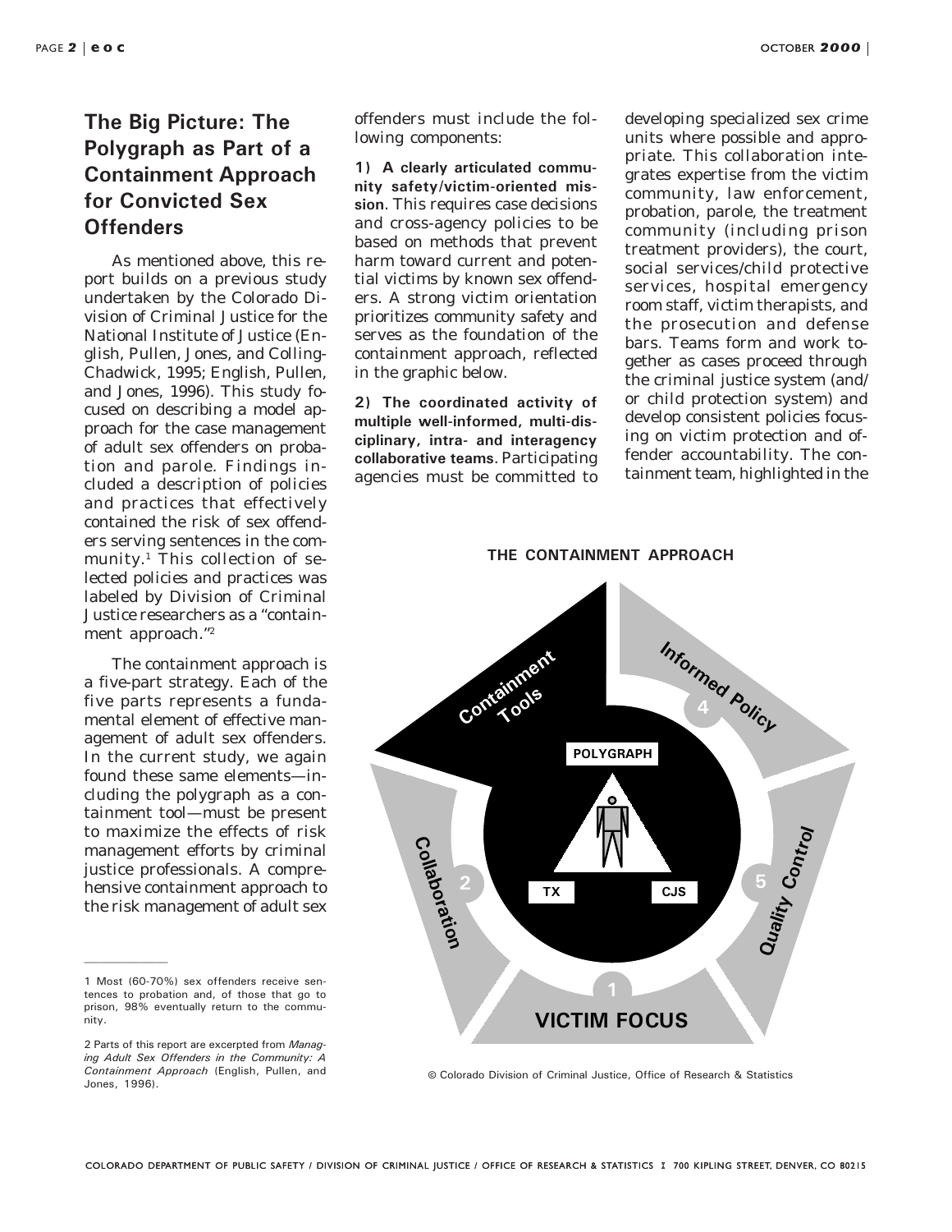## The Big Picture: The Polygraph as Part of a Containment Approach for Convicted Sex Offenders

As mentioned above, this report builds on a previous study undertaken by the Colorado Division of Criminal Justice for the National Institute of Justice (English, Pullen, Jones, and Colling-Chadwick, 1995; English, Pullen, and Jones, 1996). This study focused on describing a model approach for the case management of adult sex offenders on probation and parole. Findings included a description of policies and practices that effectively contained the risk of sex offenders serving sentences in the community.[1] This collection of selected policies and practices was labeled by Division of Criminal Justice researchers as a "containment approach."[2]

The containment approach is a five-part strategy. Each of the five parts represents a fundamental element of effective management of adult sex offenders. In the current study, we again found these same elements—including the polygraph as a containment tool—must be present to maximize the effects of risk management efforts by criminal justice professionals. A comprehensive containment approach to the risk management of adult sex offenders must include the following components:

**1) A clearly articulated community safety/victim-oriented mission**. This requires case decisions and cross-agency policies to be based on methods that prevent harm toward current and potential victims by known sex offenders. A strong victim orientation prioritizes community safety and serves as the foundation of the containment approach, reflected in the graphic below.

**2) The coordinated activity of multiple well-informed, multi-disciplinary, intra- and interagency collaborative teams**. Participating agencies must be committed to developing specialized sex crime units where possible and appropriate. This collaboration integrates expertise from the victim community, law enforcement, probation, parole, the treatment community (including prison treatment providers), the court, social services/child protective services, hospital emergency room staff, victim therapists, and the prosecution and defense bars. Teams form and work together as cases proceed through the criminal justice system (and/or child protection system) and develop consistent policies focusing on victim protection and offender accountability. The containment team, highlighted in the

**THE CONTAINMENT APPROACH**

[Diagram: 1 VICTIM FOCUS; 2 Collaboration; Containment Tools; 4 Informed Policy; 5 Quality Control; center: POLYGRAPH, TX, CJS]

© Colorado Division of Criminal Justice, Office of Research & Statistics

---

1 Most (60-70%) sex offenders receive sentences to probation and, of those that go to prison, 98% eventually return to the community.

2 Parts of this report are excerpted from *Managing Adult Sex Offenders in the Community: A Containment Approach* (English, Pullen, and Jones, 1996).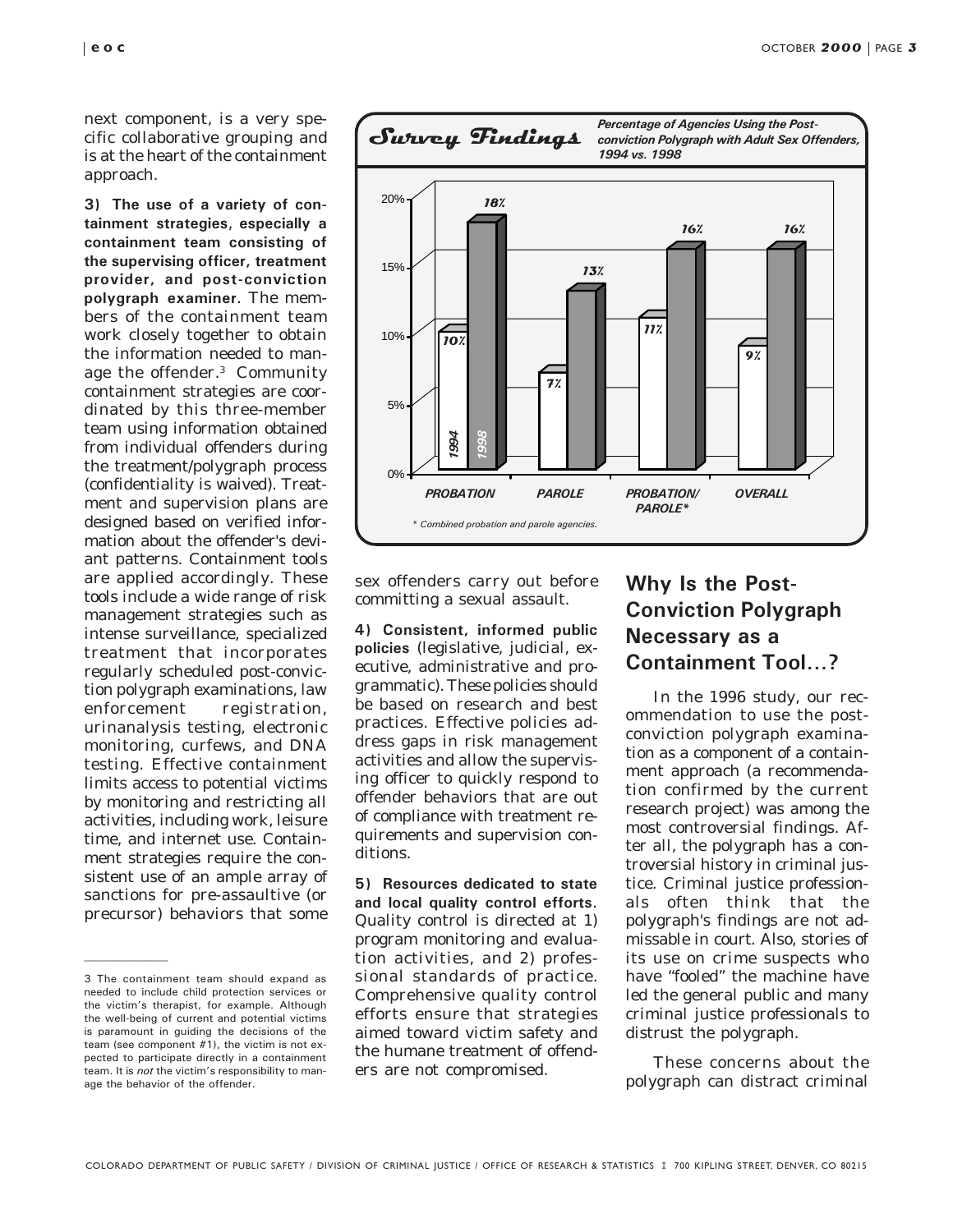next component, is a very specific collaborative grouping and is at the heart of the containment approach.

**3) The use of a variety of containment strategies, especially a containment team consisting of the supervising officer, treatment provider, and post-conviction polygraph examiner**. The members of the containment team work closely together to obtain the information needed to manage the offender.[3] Community containment strategies are coordinated by this three-member team using information obtained from individual offenders during the treatment/polygraph process (confidentiality is waived). Treatment and supervision plans are designed based on verified information about the offender's deviant patterns. Containment tools are applied accordingly. These tools include a wide range of risk management strategies such as intense surveillance, specialized treatment that incorporates regularly scheduled post-conviction polygraph examinations, law enforcement registration, urinanalysis testing, electronic monitoring, curfews, and DNA testing. Effective containment limits access to potential victims by monitoring and restricting all activities, including work, leisure time, and internet use. Containment strategies require the consistent use of an ample array of sanctions for pre-assaultive (or precursor) behaviors that some sex offenders carry out before committing a sexual assault.

**Survey Findings**

***Percentage of Agencies Using the Post-conviction Polygraph with Adult Sex Offenders, 1994 vs. 1998***

| | 1994 | 1998 |
|---|---|---|
| PROBATION | 10% | 18% |
| PAROLE | 7% | 13% |
| PROBATION/PAROLE* | 11% | 16% |
| OVERALL | 9% | 16% |

*\* Combined probation and parole agencies.*

**4) Consistent, informed public policies** (legislative, judicial, executive, administrative and programmatic). These policies should be based on research and best practices. Effective policies address gaps in risk management activities and allow the supervising officer to quickly respond to offender behaviors that are out of compliance with treatment requirements and supervision conditions.

**5) Resources dedicated to state and local quality control efforts**. Quality control is directed at 1) program monitoring and evaluation activities, and 2) professional standards of practice. Comprehensive quality control efforts ensure that strategies aimed toward victim safety and the humane treatment of offenders are not compromised.

## Why Is the Post-Conviction Polygraph Necessary as a Containment Tool…?

In the 1996 study, our recommendation to use the post-conviction polygraph examination as a component of a containment approach (a recommendation confirmed by the current research project) was among the most controversial findings. After all, the polygraph has a controversial history in criminal justice. Criminal justice professionals often think that the polygraph's findings are not admissable in court. Also, stories of its use on crime suspects who have "fooled" the machine have led the general public and many criminal justice professionals to distrust the polygraph.

These concerns about the polygraph can distract criminal

---

3 The containment team should expand as needed to include child protection services or the victim's therapist, for example. Although the well-being of current and potential victims is paramount in guiding the decisions of the team (see component #1), the victim is not expected to participate directly in a containment team. It is *not* the victim's responsibility to manage the behavior of the offender.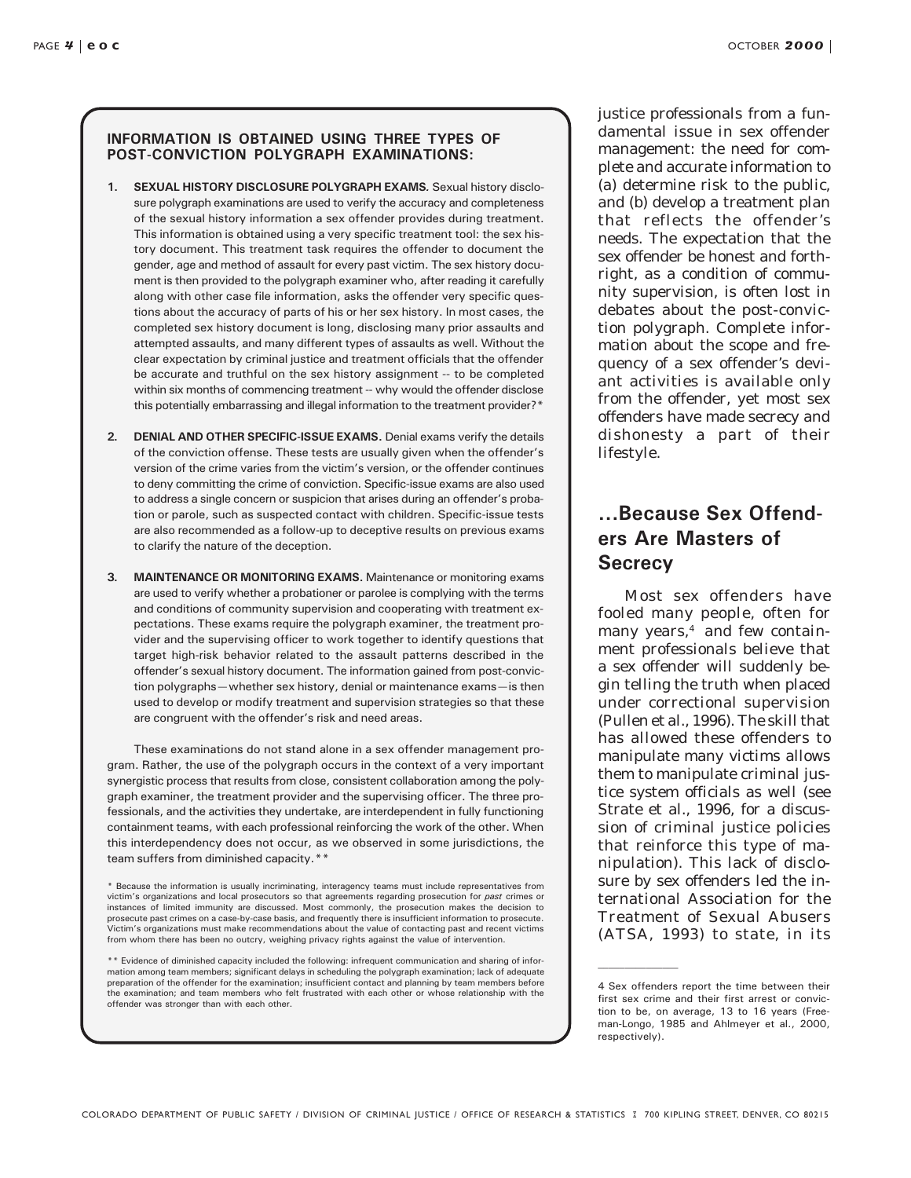**INFORMATION IS OBTAINED USING THREE TYPES OF POST-CONVICTION POLYGRAPH EXAMINATIONS:**

1. **SEXUAL HISTORY DISCLOSURE POLYGRAPH EXAMS.** Sexual history disclosure polygraph examinations are used to verify the accuracy and completeness of the sexual history information a sex offender provides during treatment. This information is obtained using a very specific treatment tool: the sex history document. This treatment task requires the offender to document the gender, age and method of assault for every past victim. The sex history document is then provided to the polygraph examiner who, after reading it carefully along with other case file information, asks the offender very specific questions about the accuracy of parts of his or her sex history. In most cases, the completed sex history document is long, disclosing many prior assaults and attempted assaults, and many different types of assaults as well. Without the clear expectation by criminal justice and treatment officials that the offender be accurate and truthful on the sex history assignment -- to be completed within six months of commencing treatment -- why would the offender disclose this potentially embarrassing and illegal information to the treatment provider?*

2. **DENIAL AND OTHER SPECIFIC-ISSUE EXAMS.** Denial exams verify the details of the conviction offense. These tests are usually given when the offender's version of the crime varies from the victim's version, or the offender continues to deny committing the crime of conviction. Specific-issue exams are also used to address a single concern or suspicion that arises during an offender's probation or parole, such as suspected contact with children. Specific-issue tests are also recommended as a follow-up to deceptive results on previous exams to clarify the nature of the deception.

3. **MAINTENANCE OR MONITORING EXAMS.** Maintenance or monitoring exams are used to verify whether a probationer or parolee is complying with the terms and conditions of community supervision and cooperating with treatment expectations. These exams require the polygraph examiner, the treatment provider and the supervising officer to work together to identify questions that target high-risk behavior related to the assault patterns described in the offender's sexual history document. The information gained from post-conviction polygraphs—whether sex history, denial or maintenance exams—is then used to develop or modify treatment and supervision strategies so that these are congruent with the offender's risk and need areas.

These examinations do not stand alone in a sex offender management program. Rather, the use of the polygraph occurs in the context of a very important synergistic process that results from close, consistent collaboration among the polygraph examiner, the treatment provider and the supervising officer. The three professionals, and the activities they undertake, are interdependent in fully functioning containment teams, with each professional reinforcing the work of the other. When this interdependency does not occur, as we observed in some jurisdictions, the team suffers from diminished capacity.**

\* Because the information is usually incriminating, interagency teams must include representatives from victim's organizations and local prosecutors so that agreements regarding prosecution for *past* crimes or instances of limited immunity are discussed. Most commonly, the prosecution makes the decision to prosecute past crimes on a case-by-case basis, and frequently there is insufficient information to prosecute. Victim's organizations must make recommendations about the value of contacting past and recent victims from whom there has been no outcry, weighing privacy rights against the value of intervention.

\** Evidence of diminished capacity included the following: infrequent communication and sharing of information among team members; significant delays in scheduling the polygraph examination; lack of adequate preparation of the offender for the examination; insufficient contact and planning by team members before the examination; and team members who felt frustrated with each other or whose relationship with the offender was stronger than with each other.

justice professionals from a fundamental issue in sex offender management: the need for complete and accurate information to (a) determine risk to the public, and (b) develop a treatment plan that reflects the offender's needs. The expectation that the sex offender be honest and forthright, as a condition of community supervision, is often lost in debates about the post-conviction polygraph. Complete information about the scope and frequency of a sex offender's deviant activities is available only from the offender, yet most sex offenders have made secrecy and dishonesty a part of their lifestyle.

## ...Because Sex Offenders Are Masters of Secrecy

Most sex offenders have fooled many people, often for many years,[4] and few containment professionals believe that a sex offender will suddenly begin telling the truth when placed under correctional supervision (Pullen et al., 1996). The skill that has allowed these offenders to manipulate many victims allows them to manipulate criminal justice system officials as well (see Strate et al., 1996, for a discussion of criminal justice policies that reinforce this type of manipulation). This lack of disclosure by sex offenders led the international Association for the Treatment of Sexual Abusers (ATSA, 1993) to state, in its

4 Sex offenders report the time between their first sex crime and their first arrest or conviction to be, on average, 13 to 16 years (Freeman-Longo, 1985 and Ahlmeyer et al., 2000, respectively).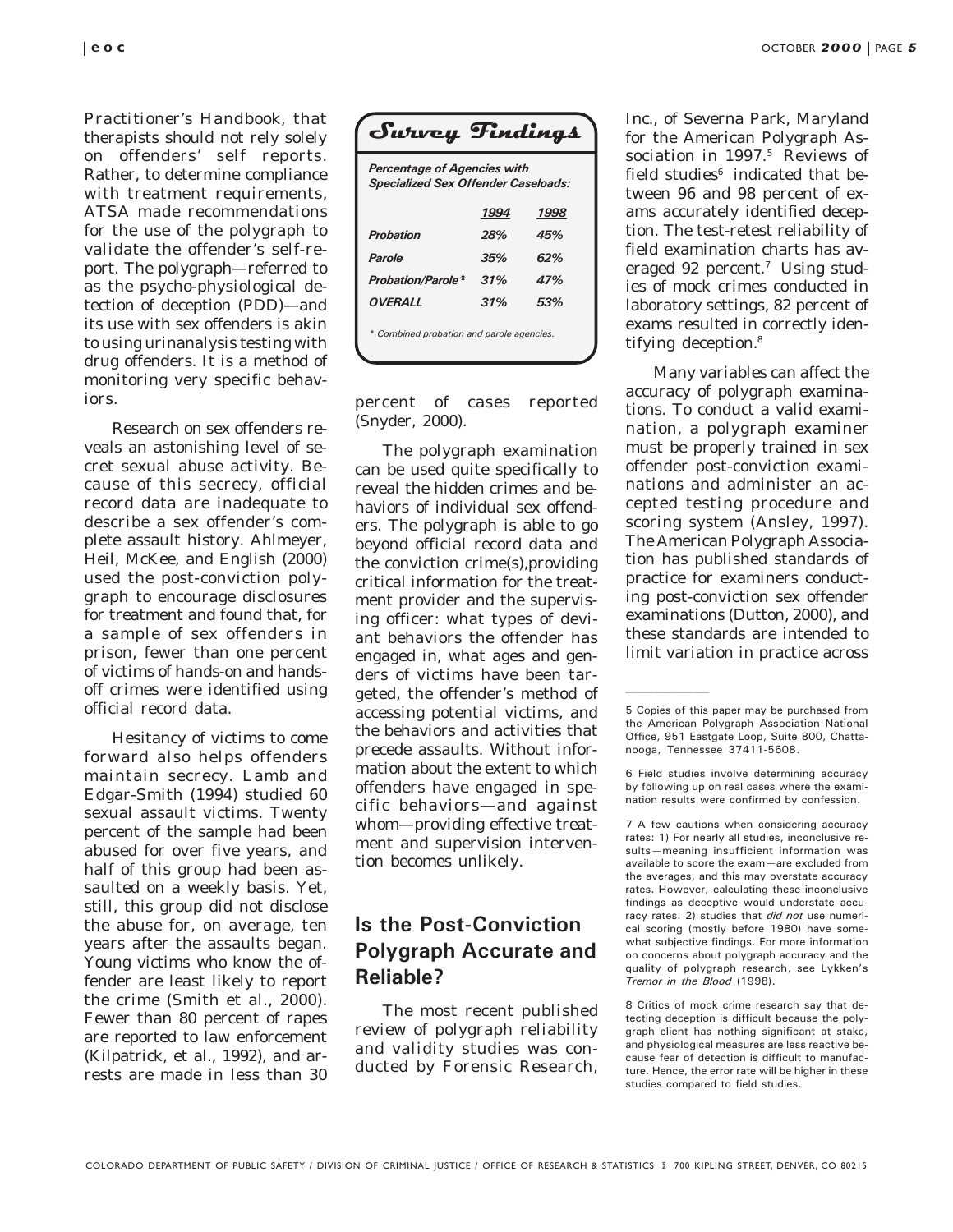Practitioner's Handbook, that therapists should not rely solely on offenders' self reports. Rather, to determine compliance with treatment requirements, ATSA made recommendations for the use of the polygraph to validate the offender's self-report. The polygraph—referred to as the psycho-physiological detection of deception (PDD)—and its use with sex offenders is akin to using urinanalysis testing with drug offenders. It is a method of monitoring very specific behaviors.

Research on sex offenders reveals an astonishing level of secret sexual abuse activity. Because of this secrecy, official record data are inadequate to describe a sex offender's complete assault history. Ahlmeyer, Heil, McKee, and English (2000) used the post-conviction polygraph to encourage disclosures for treatment and found that, for a sample of sex offenders in prison, fewer than one percent of victims of hands-on and hands-off crimes were identified using official record data.

Hesitancy of victims to come forward also helps offenders maintain secrecy. Lamb and Edgar-Smith (1994) studied 60 sexual assault victims. Twenty percent of the sample had been abused for over five years, and half of this group had been assaulted on a weekly basis. Yet, still, this group did not disclose the abuse for, on average, ten years after the assaults began. Young victims who know the offender are least likely to report the crime (Smith et al., 2000). Fewer than 80 percent of rapes are reported to law enforcement (Kilpatrick, et al., 1992), and arrests are made in less than 30 percent of cases reported (Snyder, 2000).

### Survey Findings

***Percentage of Agencies with Specialized Sex Offender Caseloads:***

| | ***1994*** | ***1998*** |
|---|---|---|
| ***Probation*** | ***28%*** | ***45%*** |
| ***Parole*** | ***35%*** | ***62%*** |
| ***Probation/Parole**** | ***31%*** | ***47%*** |
| ***OVERALL*** | ***31%*** | ***53%*** |

*\* Combined probation and parole agencies.*

The polygraph examination can be used quite specifically to reveal the hidden crimes and behaviors of individual sex offenders. The polygraph is able to go beyond official record data and the conviction crime(s),providing critical information for the treatment provider and the supervising officer: what types of deviant behaviors the offender has engaged in, what ages and genders of victims have been targeted, the offender's method of accessing potential victims, and the behaviors and activities that precede assaults. Without information about the extent to which offenders have engaged in specific behaviors—and against whom—providing effective treatment and supervision intervention becomes unlikely.

## Is the Post-Conviction Polygraph Accurate and Reliable?

The most recent published review of polygraph reliability and validity studies was conducted by Forensic Research, Inc., of Severna Park, Maryland for the American Polygraph Association in 1997.[5] Reviews of field studies[6] indicated that between 96 and 98 percent of exams accurately identified deception. The test-retest reliability of field examination charts has averaged 92 percent.[7] Using studies of mock crimes conducted in laboratory settings, 82 percent of exams resulted in correctly identifying deception.[8]

Many variables can affect the accuracy of polygraph examinations. To conduct a valid examination, a polygraph examiner must be properly trained in sex offender post-conviction examinations and administer an accepted testing procedure and scoring system (Ansley, 1997). The American Polygraph Association has published standards of practice for examiners conducting post-conviction sex offender examinations (Dutton, 2000), and these standards are intended to limit variation in practice across

---

5 Copies of this paper may be purchased from the American Polygraph Association National Office, 951 Eastgate Loop, Suite 800, Chattanooga, Tennessee 37411-5608.

6 Field studies involve determining accuracy by following up on real cases where the examination results were confirmed by confession.

7 A few cautions when considering accuracy rates: 1) For nearly all studies, inconclusive results—meaning insufficient information was available to score the exam—are excluded from the averages, and this may overstate accuracy rates. However, calculating these inconclusive findings as deceptive would understate accuracy rates. 2) studies that *did not* use numerical scoring (mostly before 1980) have somewhat subjective findings. For more information on concerns about polygraph accuracy and the quality of polygraph research, see Lykken's *Tremor in the Blood* (1998).

8 Critics of mock crime research say that detecting deception is difficult because the polygraph client has nothing significant at stake, and physiological measures are less reactive because fear of detection is difficult to manufacture. Hence, the error rate will be higher in these studies compared to field studies.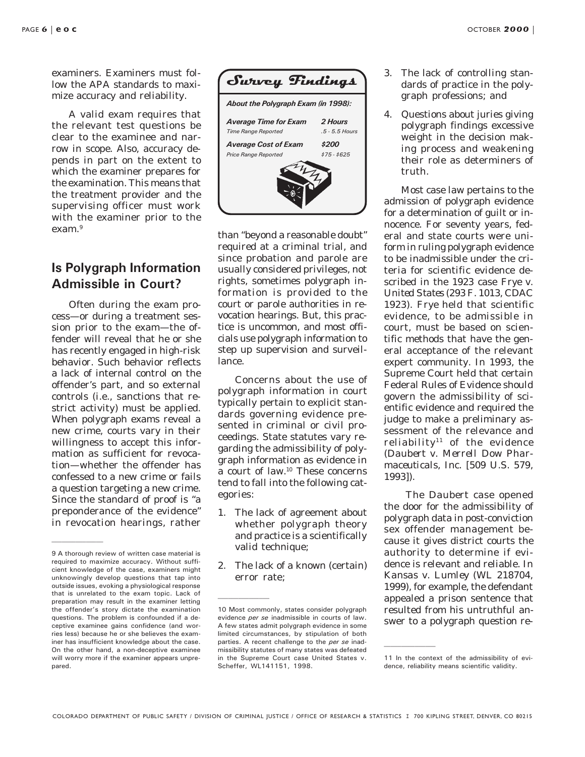examiners. Examiners must follow the APA standards to maximize accuracy and reliability.

A valid exam requires that the relevant test questions be clear to the examinee and narrow in scope. Also, accuracy depends in part on the extent to which the examiner prepares for the examination. This means that the treatment provider and the supervising officer must work with the examiner prior to the exam.[9]

## Is Polygraph Information Admissible in Court?

Often during the exam process—or during a treatment session prior to the exam—the offender will reveal that he or she has recently engaged in high-risk behavior. Such behavior reflects a lack of internal control on the offender's part, and so external controls (i.e., sanctions that restrict activity) must be applied. When polygraph exams reveal a new crime, courts vary in their willingness to accept this information as sufficient for revocation—whether the offender has confessed to a new crime or fails a question targeting a new crime. Since the standard of proof is "a preponderance of the evidence" in revocation hearings, rather than "beyond a reasonable doubt" required at a criminal trial, and since probation and parole are usually considered privileges, not rights, sometimes polygraph information is provided to the court or parole authorities in revocation hearings. But, this practice is uncommon, and most officials use polygraph information to step up supervision and surveillance.

**Survey Findings**

***About the Polygraph Exam (in 1998):***

| | |
|---|---|
| ***Average Time for Exam*** | ***2 Hours*** |
| *Time Range Reported* | *.5 - 5.5 Hours* |
| ***Average Cost of Exam*** | ***$200*** |
| *Price Range Reported* | *$75 - $625* |

Concerns about the use of polygraph information in court typically pertain to explicit standards governing evidence presented in criminal or civil proceedings. State statutes vary regarding the admissibility of polygraph information as evidence in a court of law.[10] These concerns tend to fall into the following categories:

1. The lack of agreement about whether polygraph theory and practice is a scientifically valid technique;
2. The lack of a known (certain) error rate;
3. The lack of controlling standards of practice in the polygraph professions; and
4. Questions about juries giving polygraph findings excessive weight in the decision making process and weakening their role as determiners of truth.

Most case law pertains to the admission of polygraph evidence for a determination of guilt or innocence. For seventy years, federal and state courts were uniform in ruling polygraph evidence to be inadmissible under the criteria for scientific evidence described in the 1923 case *Frye v. United States* (293 F. 1013, CDAC 1923). *Frye* held that scientific evidence, to be admissible in court, must be based on scientific methods that have the general acceptance of the relevant expert community. In 1993, the Supreme Court held that certain Federal Rules of Evidence should govern the admissibility of scientific evidence and required the judge to make a preliminary assessment of the relevance and reliability[11] of the evidence (*Daubert v. Merrell Dow Pharmaceuticals, Inc.* [509 U.S. 579, 1993]).

The *Daubert* case opened the door for the admissibility of polygraph data in post-conviction sex offender management because it gives district courts the authority to determine if evidence is relevant and reliable. In *Kansas v. Lumley* (WL 218704, 1999), for example, the defendant appealed a prison sentence that resulted from his untruthful answer to a polygraph question re-

---

9 A thorough review of written case material is required to maximize accuracy. Without sufficient knowledge of the case, examiners might unknowingly develop questions that tap into outside issues, evoking a physiological response that is unrelated to the exam topic. Lack of preparation may result in the examiner letting the offender's story dictate the examination questions. The problem is confounded if a deceptive examinee gains confidence (and worries less) because he or she believes the examiner has insufficient knowledge about the case. On the other hand, a non-deceptive examinee will worry more if the examiner appears unprepared.

10 Most commonly, states consider polygraph evidence *per se* inadmissible in courts of law. A few states admit polygraph evidence in some limited circumstances, by stipulation of both parties. A recent challenge to the *per se* inadmissibility statutes of many states was defeated in the Supreme Court case United States v. Scheffer, WL141151, 1998.

11 In the context of the admissibility of evidence, reliability means scientific validity.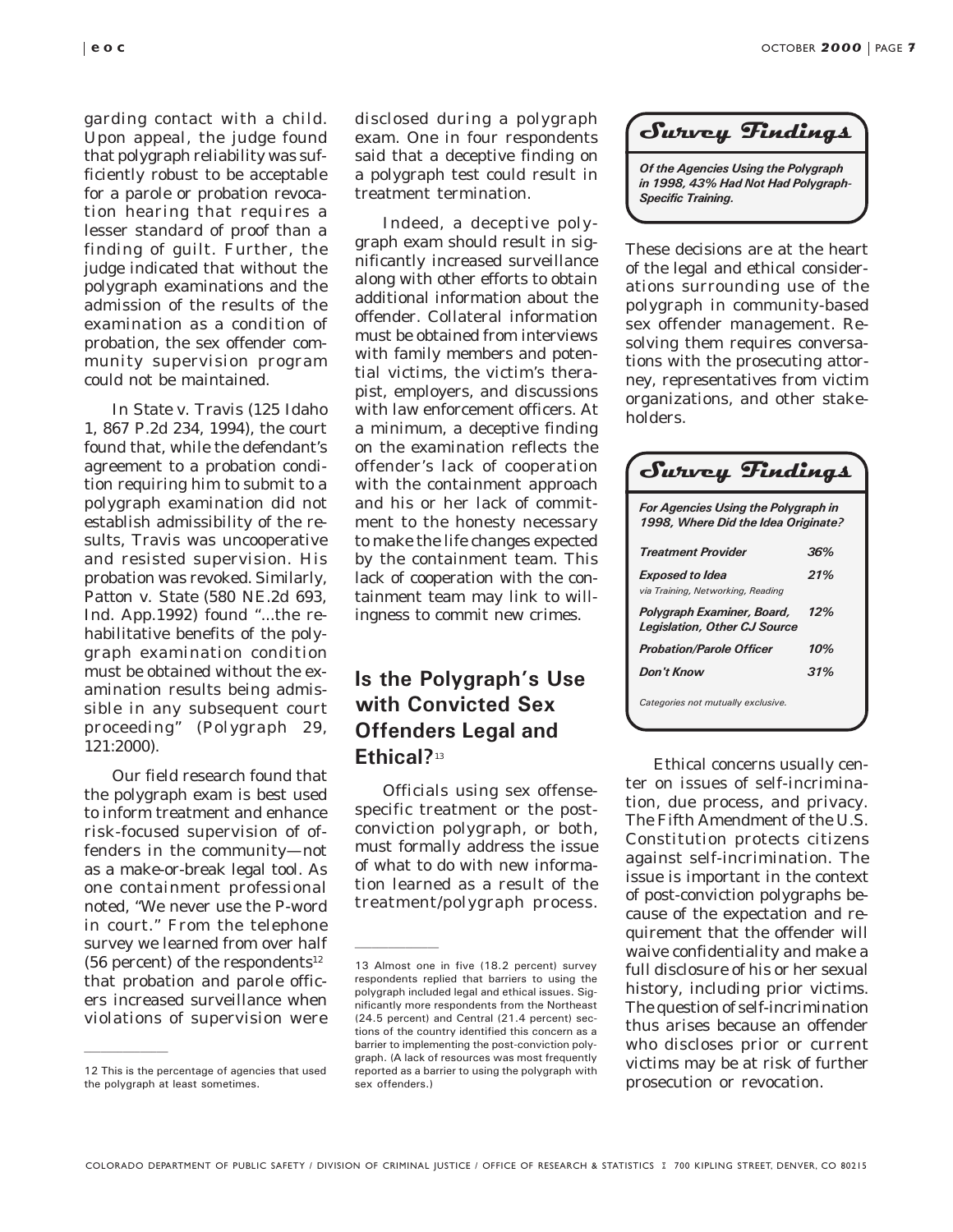garding contact with a child. Upon appeal, the judge found that polygraph reliability was sufficiently robust to be acceptable for a parole or probation revocation hearing that requires a lesser standard of proof than a finding of guilt. Further, the judge indicated that without the polygraph examinations and the admission of the results of the examination as a condition of probation, the sex offender community supervision program could not be maintained.

In State v. Travis (125 Idaho 1, 867 P.2d 234, 1994), the court found that, while the defendant's agreement to a probation condition requiring him to submit to a polygraph examination did not establish admissibility of the results, Travis was uncooperative and resisted supervision. His probation was revoked. Similarly, Patton v. State (580 NE.2d 693, Ind. App.1992) found "...the rehabilitative benefits of the polygraph examination condition must be obtained without the examination results being admissible in any subsequent court proceeding" (Polygraph 29, 121:2000).

Our field research found that the polygraph exam is best used to inform treatment and enhance risk-focused supervision of offenders in the community—not as a make-or-break legal tool. As one containment professional noted, "We never use the P-word in court." From the telephone survey we learned from over half (56 percent) of the respondents[12] that probation and parole officers increased surveillance when violations of supervision were disclosed during a polygraph exam. One in four respondents said that a deceptive finding on a polygraph test could result in treatment termination.

Indeed, a deceptive polygraph exam should result in significantly increased surveillance along with other efforts to obtain additional information about the offender. Collateral information must be obtained from interviews with family members and potential victims, the victim's therapist, employers, and discussions with law enforcement officers. At a minimum, a deceptive finding on the examination reflects the offender's lack of cooperation with the containment approach and his or her lack of commitment to the honesty necessary to make the life changes expected by the containment team. This lack of cooperation with the containment team may link to willingness to commit new crimes.

## Is the Polygraph's Use with Convicted Sex Offenders Legal and Ethical?[13]

Officials using sex offense-specific treatment or the post-conviction polygraph, or both, must formally address the issue of what to do with new information learned as a result of the treatment/polygraph process.

> **Survey Findings**
>
> ***Of the Agencies Using the Polygraph in 1998, 43% Had Not Had Polygraph-Specific Training.***

These decisions are at the heart of the legal and ethical considerations surrounding use of the polygraph in community-based sex offender management. Resolving them requires conversations with the prosecuting attorney, representatives from victim organizations, and other stakeholders.

**Survey Findings**

***For Agencies Using the Polygraph in 1998, Where Did the Idea Originate?***

| | |
|---|---|
| ***Treatment Provider*** | ***36%*** |
| ***Exposed to Idea*** *via Training, Networking, Reading* | ***21%*** |
| ***Polygraph Examiner, Board, Legislation, Other CJ Source*** | ***12%*** |
| ***Probation/Parole Officer*** | ***10%*** |
| ***Don't Know*** | ***31%*** |

*Categories not mutually exclusive.*

Ethical concerns usually center on issues of self-incrimination, due process, and privacy. The Fifth Amendment of the U.S. Constitution protects citizens against self-incrimination. The issue is important in the context of post-conviction polygraphs because of the expectation and requirement that the offender will waive confidentiality and make a full disclosure of his or her sexual history, including prior victims. The question of self-incrimination thus arises because an offender who discloses prior or current victims may be at risk of further prosecution or revocation.

---

12 This is the percentage of agencies that used the polygraph at least sometimes.

13 Almost one in five (18.2 percent) survey respondents replied that barriers to using the polygraph included legal and ethical issues. Significantly more respondents from the Northeast (24.5 percent) and Central (21.4 percent) sections of the country identified this concern as a barrier to implementing the post-conviction polygraph. (A lack of resources was most frequently reported as a barrier to using the polygraph with sex offenders.)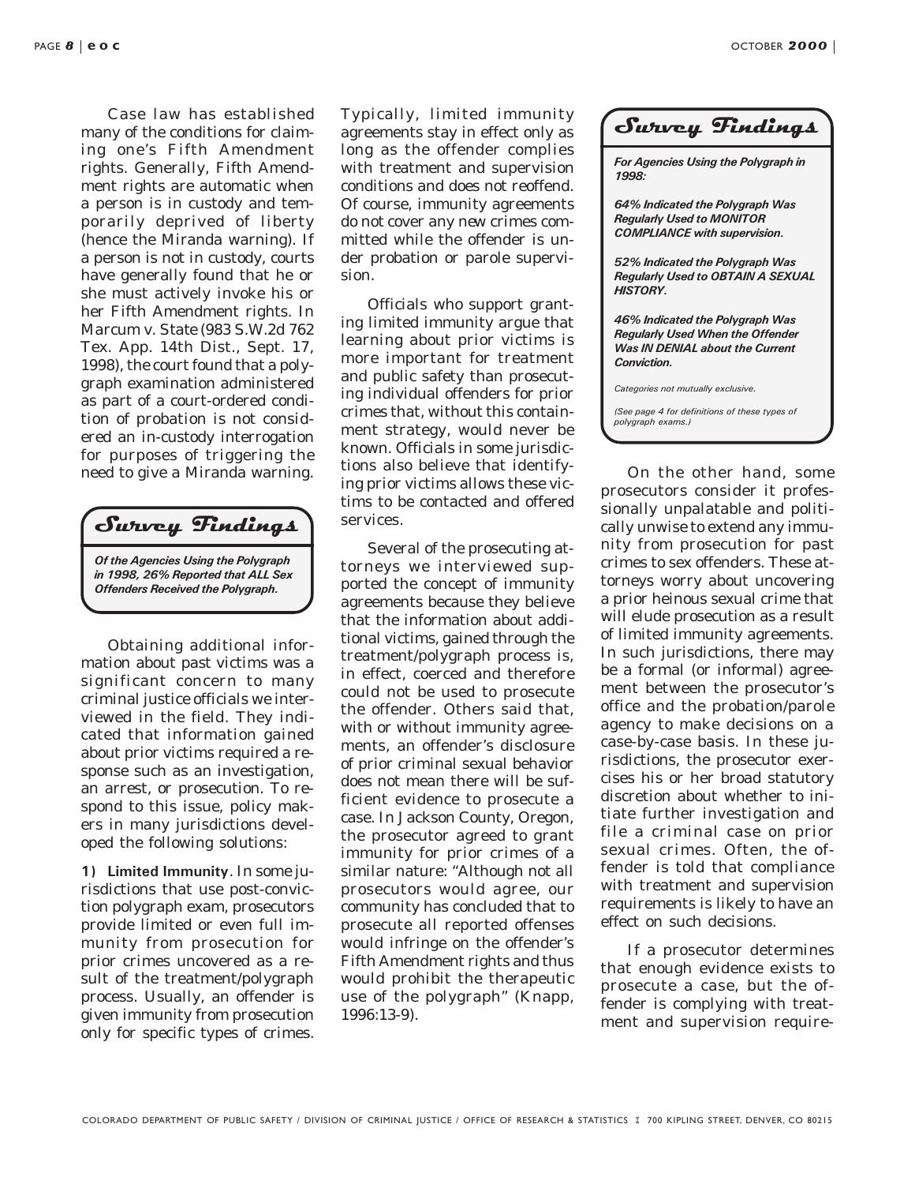Case law has established many of the conditions for claiming one's Fifth Amendment rights. Generally, Fifth Amendment rights are automatic when a person is in custody and temporarily deprived of liberty (hence the Miranda warning). If a person is not in custody, courts have generally found that he or she must actively invoke his or her Fifth Amendment rights. In Marcum v. State (983 S.W.2d 762 Tex. App. 14th Dist., Sept. 17, 1998), the court found that a polygraph examination administered as part of a court-ordered condition of probation is not considered an in-custody interrogation for purposes of triggering the need to give a Miranda warning.

> **Survey Findings**
>
> ***Of the Agencies Using the Polygraph in 1998, 26% Reported that ALL Sex Offenders Received the Polygraph.***

Obtaining additional information about past victims was a significant concern to many criminal justice officials we interviewed in the field. They indicated that information gained about prior victims required a response such as an investigation, an arrest, or prosecution. To respond to this issue, policy makers in many jurisdictions developed the following solutions:

**1) Limited Immunity**. In some jurisdictions that use post-conviction polygraph exam, prosecutors provide limited or even full immunity from prosecution for prior crimes uncovered as a result of the treatment/polygraph process. Usually, an offender is given immunity from prosecution only for specific types of crimes. Typically, limited immunity agreements stay in effect only as long as the offender complies with treatment and supervision conditions and does not reoffend. Of course, immunity agreements do not cover any new crimes committed while the offender is under probation or parole supervision.

Officials who support granting limited immunity argue that learning about prior victims is more important for treatment and public safety than prosecuting individual offenders for prior crimes that, without this containment strategy, would never be known. Officials in some jurisdictions also believe that identifying prior victims allows these victims to be contacted and offered services.

Several of the prosecuting attorneys we interviewed supported the concept of immunity agreements because they believe that the information about additional victims, gained through the treatment/polygraph process is, in effect, coerced and therefore could not be used to prosecute the offender. Others said that, with or without immunity agreements, an offender's disclosure of prior criminal sexual behavior does not mean there will be sufficient evidence to prosecute a case. In Jackson County, Oregon, the prosecutor agreed to grant immunity for prior crimes of a similar nature: "Although not all prosecutors would agree, our community has concluded that to prosecute all reported offenses would infringe on the offender's Fifth Amendment rights and thus would prohibit the therapeutic use of the polygraph" (Knapp, 1996:13-9).

> **Survey Findings**
>
> ***For Agencies Using the Polygraph in 1998:***
>
> ***64% Indicated the Polygraph Was Regularly Used to MONITOR COMPLIANCE with supervision.***
>
> ***52% Indicated the Polygraph Was Regularly Used to OBTAIN A SEXUAL HISTORY.***
>
> ***46% Indicated the Polygraph Was Regularly Used When the Offender Was IN DENIAL about the Current Conviction.***
>
> *Categories not mutually exclusive.*
>
> *(See page 4 for definitions of these types of polygraph exams.)*

On the other hand, some prosecutors consider it professionally unpalatable and politically unwise to extend any immunity from prosecution for past crimes to sex offenders. These attorneys worry about uncovering a prior heinous sexual crime that will elude prosecution as a result of limited immunity agreements. In such jurisdictions, there may be a formal (or informal) agreement between the prosecutor's office and the probation/parole agency to make decisions on a case-by-case basis. In these jurisdictions, the prosecutor exercises his or her broad statutory discretion about whether to initiate further investigation and file a criminal case on prior sexual crimes. Often, the offender is told that compliance with treatment and supervision requirements is likely to have an effect on such decisions.

If a prosecutor determines that enough evidence exists to prosecute a case, but the offender is complying with treatment and supervision require-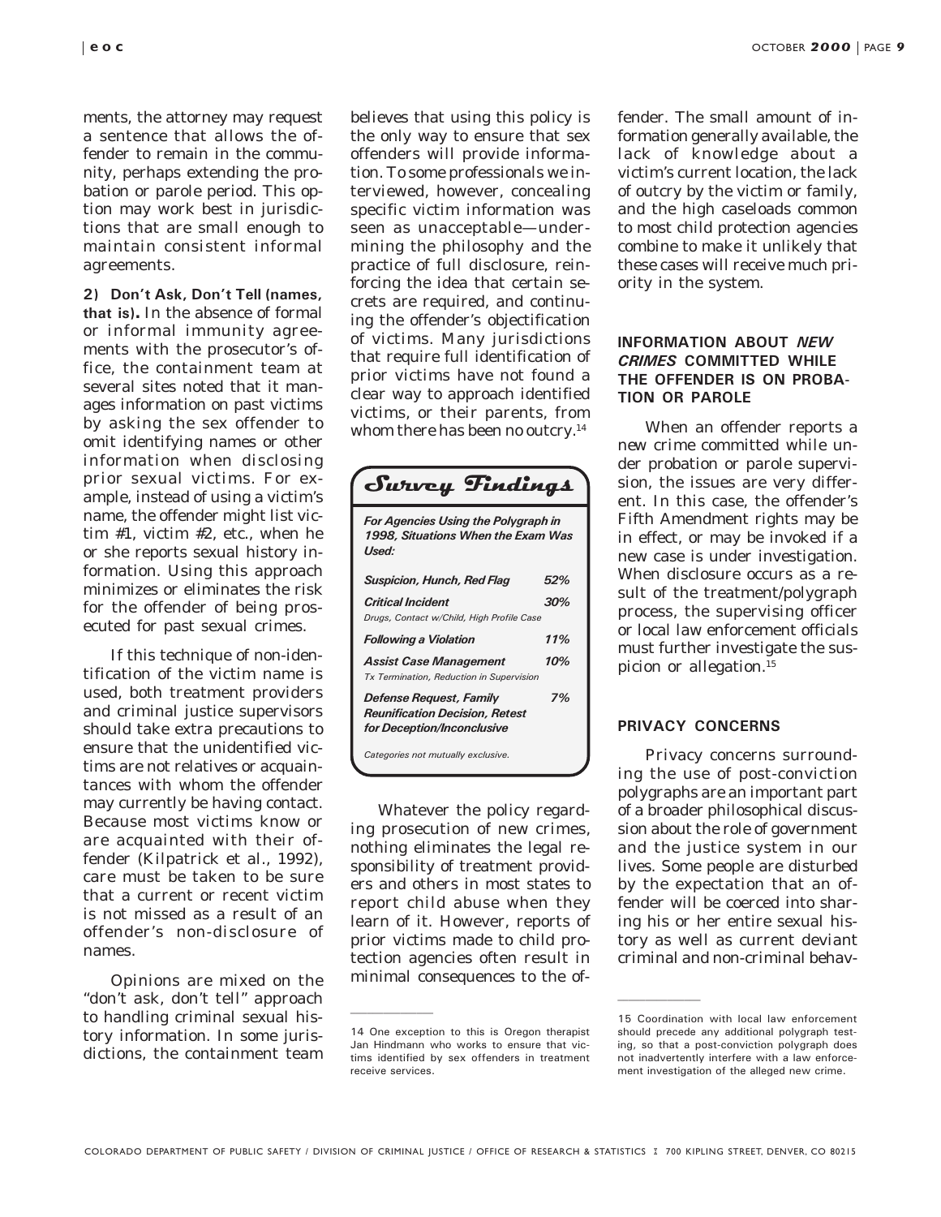ments, the attorney may request a sentence that allows the offender to remain in the community, perhaps extending the probation or parole period. This option may work best in jurisdictions that are small enough to maintain consistent informal agreements.

**2) Don't Ask, Don't Tell (names, that is).** In the absence of formal or informal immunity agreements with the prosecutor's office, the containment team at several sites noted that it manages information on past victims by asking the sex offender to omit identifying names or other information when disclosing prior sexual victims. For example, instead of using a victim's name, the offender might list victim #1, victim #2, etc., when he or she reports sexual history information. Using this approach minimizes or eliminates the risk for the offender of being prosecuted for past sexual crimes.

If this technique of non-identification of the victim name is used, both treatment providers and criminal justice supervisors should take extra precautions to ensure that the unidentified victims are not relatives or acquaintances with whom the offender may currently be having contact. Because most victims know or are acquainted with their offender (Kilpatrick et al., 1992), care must be taken to be sure that a current or recent victim is not missed as a result of an offender's non-disclosure of names.

Opinions are mixed on the "don't ask, don't tell" approach to handling criminal sexual history information. In some jurisdictions, the containment team believes that using this policy is the only way to ensure that sex offenders will provide information. To some professionals we interviewed, however, concealing specific victim information was seen as unacceptable—undermining the philosophy and the practice of full disclosure, reinforcing the idea that certain secrets are required, and continuing the offender's objectification of victims. Many jurisdictions that require full identification of prior victims have not found a clear way to approach identified victims, or their parents, from whom there has been no outcry.[14]

### Survey Findings

**For Agencies Using the Polygraph in 1998, Situations When the Exam Was Used:**

| Situation | % |
|---|---|
| **Suspicion, Hunch, Red Flag** | **52%** |
| **Critical Incident** (Drugs, Contact w/Child, High Profile Case) | **30%** |
| **Following a Violation** | **11%** |
| **Assist Case Management** (Tx Termination, Reduction in Supervision) | **10%** |
| **Defense Request, Family Reunification Decision, Retest for Deception/Inconclusive** | **7%** |

*Categories not mutually exclusive.*

Whatever the policy regarding prosecution of new crimes, nothing eliminates the legal responsibility of treatment providers and others in most states to report child abuse when they learn of it. However, reports of prior victims made to child protection agencies often result in minimal consequences to the offender. The small amount of information generally available, the lack of knowledge about a victim's current location, the lack of outcry by the victim or family, and the high caseloads common to most child protection agencies combine to make it unlikely that these cases will receive much priority in the system.

## INFORMATION ABOUT *NEW CRIMES* COMMITTED WHILE THE OFFENDER IS ON PROBATION OR PAROLE

When an offender reports a new crime committed while under probation or parole supervision, the issues are very different. In this case, the offender's Fifth Amendment rights may be in effect, or may be invoked if a new case is under investigation. When disclosure occurs as a result of the treatment/polygraph process, the supervising officer or local law enforcement officials must further investigate the suspicion or allegation.[15]

## PRIVACY CONCERNS

Privacy concerns surrounding the use of post-conviction polygraphs are an important part of a broader philosophical discussion about the role of government and the justice system in our lives. Some people are disturbed by the expectation that an offender will be coerced into sharing his or her entire sexual history as well as current deviant criminal and non-criminal behav-

---

14 One exception to this is Oregon therapist Jan Hindmann who works to ensure that victims identified by sex offenders in treatment receive services.

15 Coordination with local law enforcement should precede any additional polygraph testing, so that a post-conviction polygraph does not inadvertently interfere with a law enforcement investigation of the alleged new crime.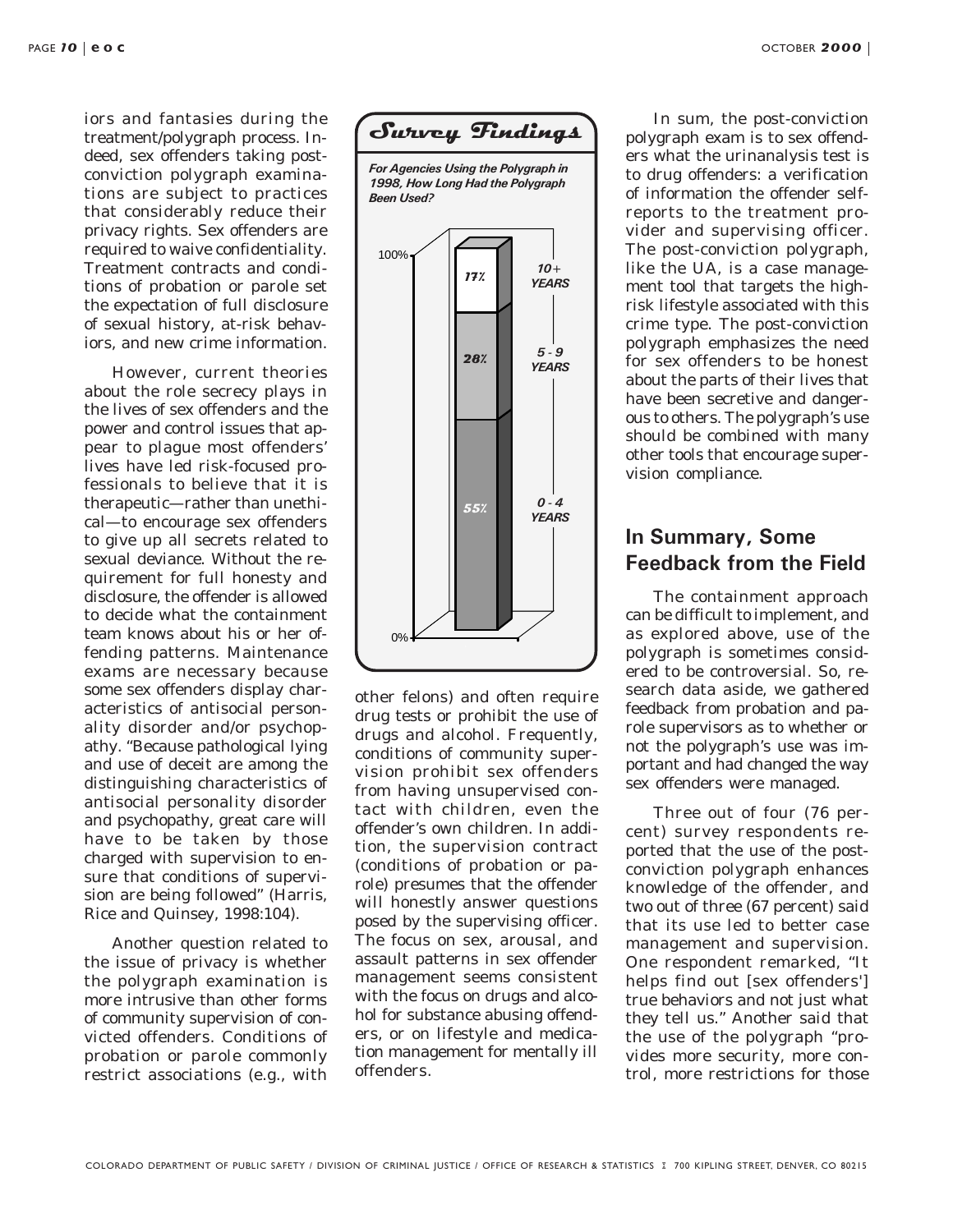iors and fantasies during the treatment/polygraph process. Indeed, sex offenders taking post-conviction polygraph examinations are subject to practices that considerably reduce their privacy rights. Sex offenders are required to waive confidentiality. Treatment contracts and conditions of probation or parole set the expectation of full disclosure of sexual history, at-risk behaviors, and new crime information.

However, current theories about the role secrecy plays in the lives of sex offenders and the power and control issues that appear to plague most offenders' lives have led risk-focused professionals to believe that it is therapeutic—rather than unethical—to encourage sex offenders to give up all secrets related to sexual deviance. Without the requirement for full honesty and disclosure, the offender is allowed to decide what the containment team knows about his or her offending patterns. Maintenance exams are necessary because some sex offenders display characteristics of antisocial personality disorder and/or psychopathy. "Because pathological lying and use of deceit are among the distinguishing characteristics of antisocial personality disorder and psychopathy, great care will have to be taken by those charged with supervision to ensure that conditions of supervision are being followed" (Harris, Rice and Quinsey, 1998:104).

Another question related to the issue of privacy is whether the polygraph examination is more intrusive than other forms of community supervision of convicted offenders. Conditions of probation or parole commonly restrict associations (e.g., with other felons) and often require drug tests or prohibit the use of drugs and alcohol. Frequently, conditions of community supervision prohibit sex offenders from having unsupervised contact with children, even the offender's own children. In addition, the supervision contract (conditions of probation or parole) presumes that the offender will honestly answer questions posed by the supervising officer. The focus on sex, arousal, and assault patterns in sex offender management seems consistent with the focus on drugs and alcohol for substance abusing offenders, or on lifestyle and medication management for mentally ill offenders.

**Survey Findings**

***For Agencies Using the Polygraph in 1998, How Long Had the Polygraph Been Used?***

| Years | Percent |
|---|---|
| 10+ YEARS | 17% |
| 5 - 9 YEARS | 28% |
| 0 - 4 YEARS | 55% |

In sum, the post-conviction polygraph exam is to sex offenders what the urinanalysis test is to drug offenders: a verification of information the offender self-reports to the treatment provider and supervising officer. The post-conviction polygraph, like the UA, is a case management tool that targets the high-risk lifestyle associated with this crime type. The post-conviction polygraph emphasizes the need for sex offenders to be honest about the parts of their lives that have been secretive and dangerous to others. The polygraph's use should be combined with many other tools that encourage supervision compliance.

## In Summary, Some Feedback from the Field

The containment approach can be difficult to implement, and as explored above, use of the polygraph is sometimes considered to be controversial. So, research data aside, we gathered feedback from probation and parole supervisors as to whether or not the polygraph's use was important and had changed the way sex offenders were managed.

Three out of four (76 percent) survey respondents reported that the use of the post-conviction polygraph enhances knowledge of the offender, and two out of three (67 percent) said that its use led to better case management and supervision. One respondent remarked, "It helps find out [sex offenders'] true behaviors and not just what they tell us." Another said that the use of the polygraph "provides more security, more control, more restrictions for those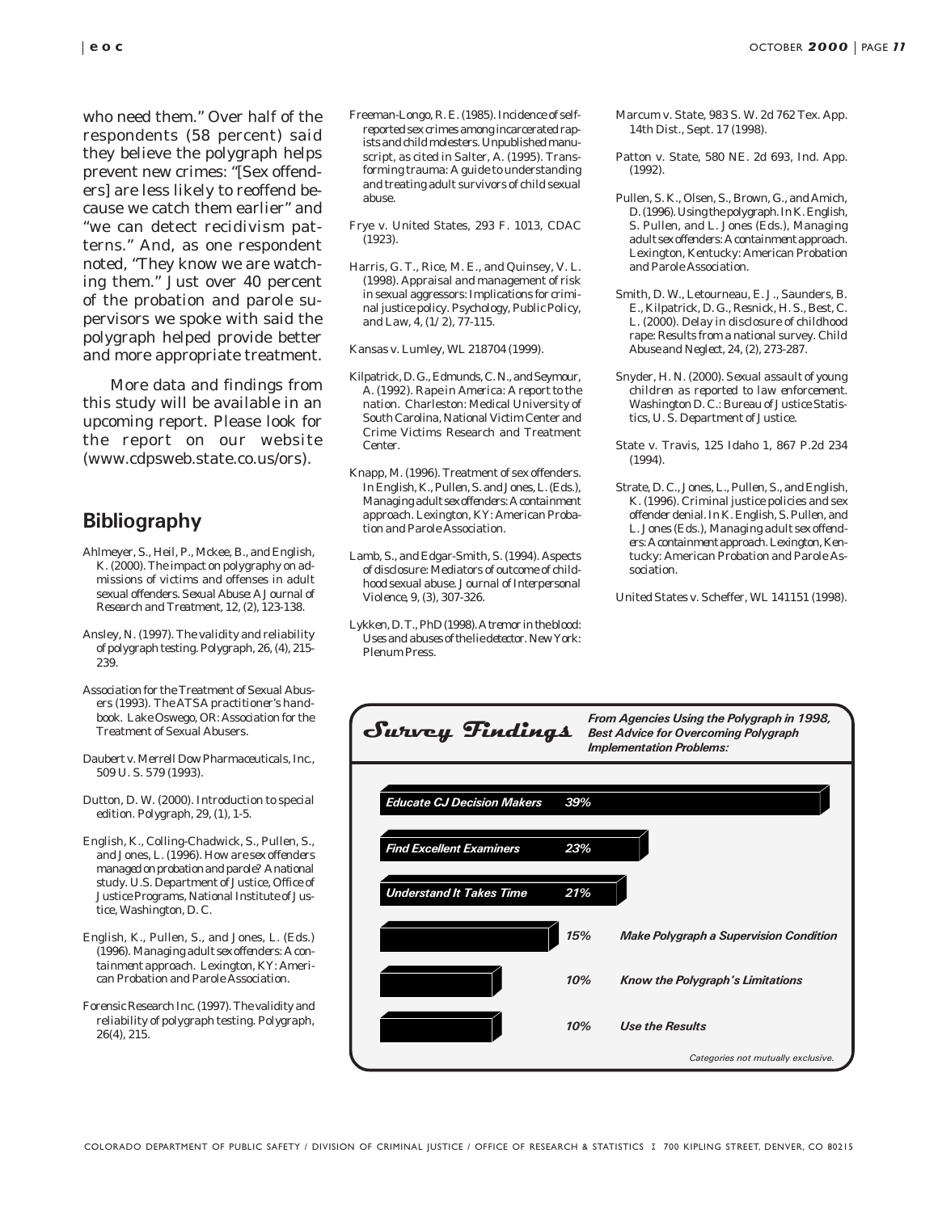who need them." Over half of the respondents (58 percent) said they believe the polygraph helps prevent new crimes: "[Sex offenders] are less likely to reoffend because we catch them earlier" and "we can detect recidivism patterns." And, as one respondent noted, "They know we are watching them." Just over 40 percent of the probation and parole supervisors we spoke with said the polygraph helped provide better and more appropriate treatment.

More data and findings from this study will be available in an upcoming report. Please look for the report on our website (www.cdpsweb.state.co.us/ors).

## Bibliography

Ahlmeyer, S., Heil, P., Mckee, B., and English, K. (2000). The impact on polygraphy on admissions of victims and offenses in adult sexual offenders. *Sexual Abuse: A Journal of Research and Treatment*, 12, (2), 123-138.

Ansley, N. (1997). The validity and reliability of polygraph testing. *Polygraph*, 26, (4), 215-239.

Association for the Treatment of Sexual Abusers (1993). *The ATSA practitioner's handbook*. Lake Oswego, OR: Association for the Treatment of Sexual Abusers.

Daubert v. Merrell Dow Pharmaceuticals, Inc., 509 U. S. 579 (1993).

Dutton, D. W. (2000). Introduction to special edition. *Polygraph*, 29, (1), 1-5.

English, K., Colling-Chadwick, S., Pullen, S., and Jones, L. (1996). *How are sex offenders managed on probation and parole? A national study*. U.S. Department of Justice, Office of Justice Programs, National Institute of Justice, Washington, D. C.

English, K., Pullen, S., and Jones, L. (Eds.) (1996). *Managing adult sex offenders: A containment approach*. Lexington, KY: American Probation and Parole Association.

Forensic Research Inc. (1997). The validity and reliability of polygraph testing. *Polygraph*, 26(4), 215.

Freeman-Longo, R. E. (1985). *Incidence of self-reported sex crimes among incarcerated rapists and child molesters*. Unpublished manuscript, as cited in Salter, A. (1995). *Transforming trauma: A guide to understanding and treating adult survivors of child sexual abuse*.

Frye v. United States, 293 F. 1013, CDAC (1923).

Harris, G. T., Rice, M. E., and Quinsey, V. L. (1998). Appraisal and management of risk in sexual aggressors: Implications for criminal justice policy. *Psychology, Public Policy, and Law*, 4, (1/2), 77-115.

Kansas v. Lumley, WL 218704 (1999).

Kilpatrick, D. G., Edmunds, C. N., and Seymour, A. (1992). *Rape in America: A report to the nation*. Charleston: Medical University of South Carolina, National Victim Center and Crime Victims Research and Treatment Center.

Knapp, M. (1996). Treatment of sex offenders. In English, K., Pullen, S. and Jones, L. (Eds.), *Managing adult sex offenders: A containment approach*. Lexington, KY: American Probation and Parole Association.

Lamb, S., and Edgar-Smith, S. (1994). Aspects of disclosure: Mediators of outcome of childhood sexual abuse. *Journal of Interpersonal Violence*, 9, (3), 307-326.

Lykken, D. T., PhD (1998). *A tremor in the blood: Uses and abuses of the lie detector*. New York: Plenum Press.

Marcum v. State, 983 S. W. 2d 762 Tex. App. 14th Dist., Sept. 17 (1998).

Patton v. State, 580 NE. 2d 693, Ind. App. (1992).

Pullen, S. K., Olsen, S., Brown, G., and Amich, D. (1996). Using the polygraph. In K. English, S. Pullen, and L. Jones (Eds.), *Managing adult sex offenders: A containment approach*. Lexington, Kentucky: American Probation and Parole Association.

Smith, D. W., Letourneau, E. J., Saunders, B. E., Kilpatrick, D. G., Resnick, H. S., Best, C. L. (2000). Delay in disclosure of childhood rape: Results from a national survey. *Child Abuse and Neglect*, 24, (2), 273-287.

Snyder, H. N. (2000). *Sexual assault of young children as reported to law enforcement*. Washington D. C.: Bureau of Justice Statistics, U. S. Department of Justice.

State v. Travis, 125 Idaho 1, 867 P.2d 234 (1994).

Strate, D. C., Jones, L., Pullen, S., and English, K. (1996). Criminal justice policies and sex offender denial. In K. English, S. Pullen, and L. Jones (Eds.), *Managing adult sex offenders: A containment approach*. Lexington, Kentucky: American Probation and Parole Association.

United States v. Scheffer, WL 141151 (1998).

### Survey Findings

**From Agencies Using the Polygraph in 1998, Best Advice for Overcoming Polygraph Implementation Problems:**

| Advice | Percent |
| --- | --- |
| Educate CJ Decision Makers | 39% |
| Find Excellent Examiners | 23% |
| Understand It Takes Time | 21% |
| Make Polygraph a Supervision Condition | 15% |
| Know the Polygraph's Limitations | 10% |
| Use the Results | 10% |

*Categories not mutually exclusive.*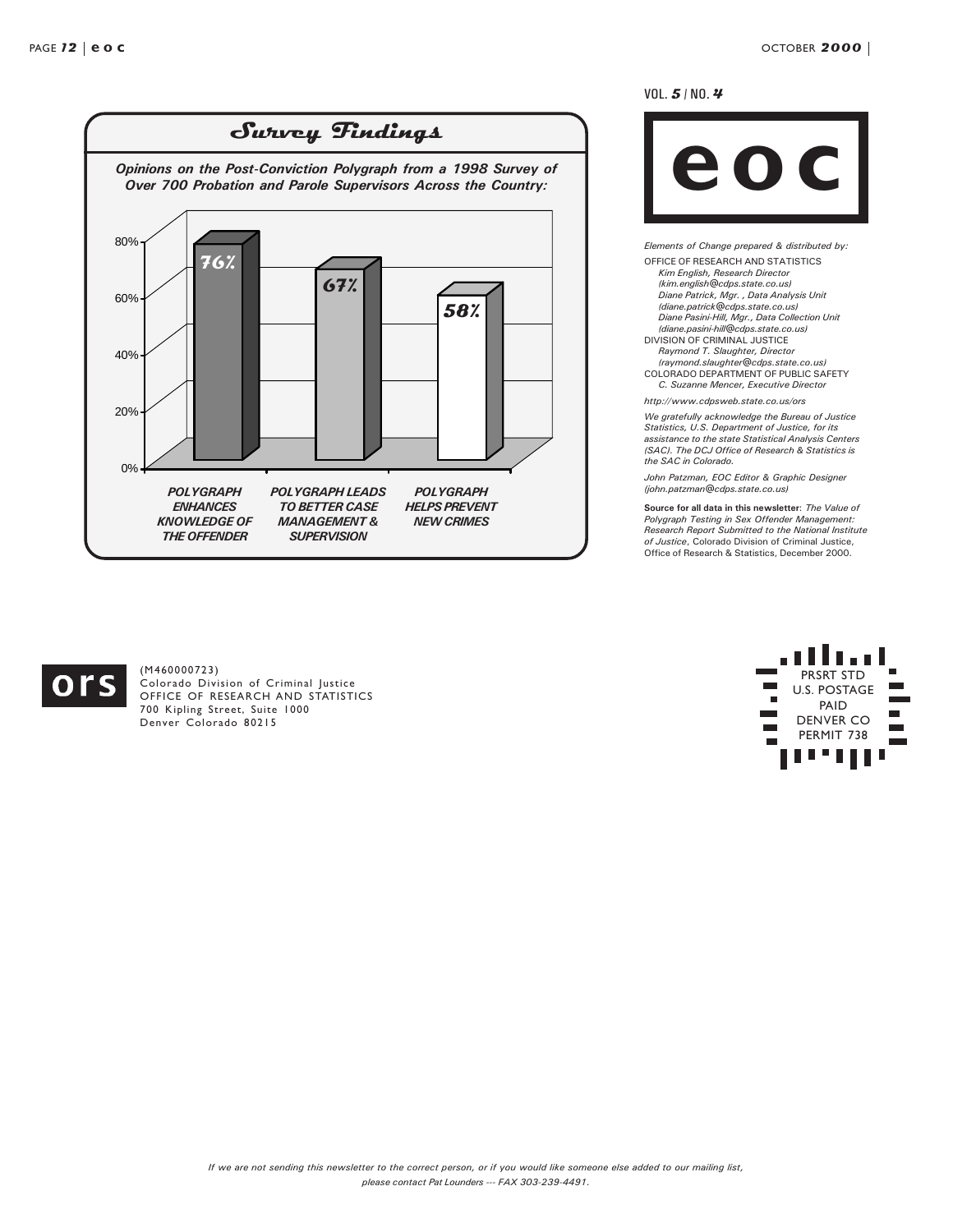## Survey Findings

***Opinions on the Post-Conviction Polygraph from a 1998 Survey of Over 700 Probation and Parole Supervisors Across the Country:***

80%
60%
40%
20%
0%

76%
67%
58%

POLYGRAPH ENHANCES KNOWLEDGE OF THE OFFENDER

POLYGRAPH LEADS TO BETTER CASE MANAGEMENT & SUPERVISION

POLYGRAPH HELPS PREVENT NEW CRIMES

VOL. **5** / NO. **4**

# eoc

*Elements of Change prepared & distributed by:*

OFFICE OF RESEARCH AND STATISTICS
*Kim English, Research Director*
*(kim.english@cdps.state.co.us)*
*Diane Patrick, Mgr. , Data Analysis Unit*
*(diane.patrick@cdps.state.co.us)*
*Diane Pasini-Hill, Mgr., Data Collection Unit*
*(diane.pasini-hill@cdps.state.co.us)*

DIVISION OF CRIMINAL JUSTICE
*Raymond T. Slaughter, Director*
*(raymond.slaughter@cdps.state.co.us)*

COLORADO DEPARTMENT OF PUBLIC SAFETY
*C. Suzanne Mencer, Executive Director*

*http://www.cdpsweb.state.co.us/ors*

*We gratefully acknowledge the Bureau of Justice Statistics, U.S. Department of Justice, for its assistance to the state Statistical Analysis Centers (SAC). The DCJ Office of Research & Statistics is the SAC in Colorado.*

*John Patzman, EOC Editor & Graphic Designer (john.patzman@cdps.state.co.us)*

**Source for all data in this newsletter**: *The Value of Polygraph Testing in Sex Offender Management: Research Report Submitted to the National Institute of Justice*, Colorado Division of Criminal Justice, Office of Research & Statistics, December 2000.

**ors**

(M460000723)
Colorado Division of Criminal Justice
OFFICE OF RESEARCH AND STATISTICS
700 Kipling Street, Suite 1000
Denver Colorado 80215

PRSRT STD
U.S. POSTAGE
PAID
DENVER CO
PERMIT 738

*If we are not sending this newsletter to the correct person, or if you would like someone else added to our mailing list, please contact Pat Lounders --- FAX 303-239-4491.*